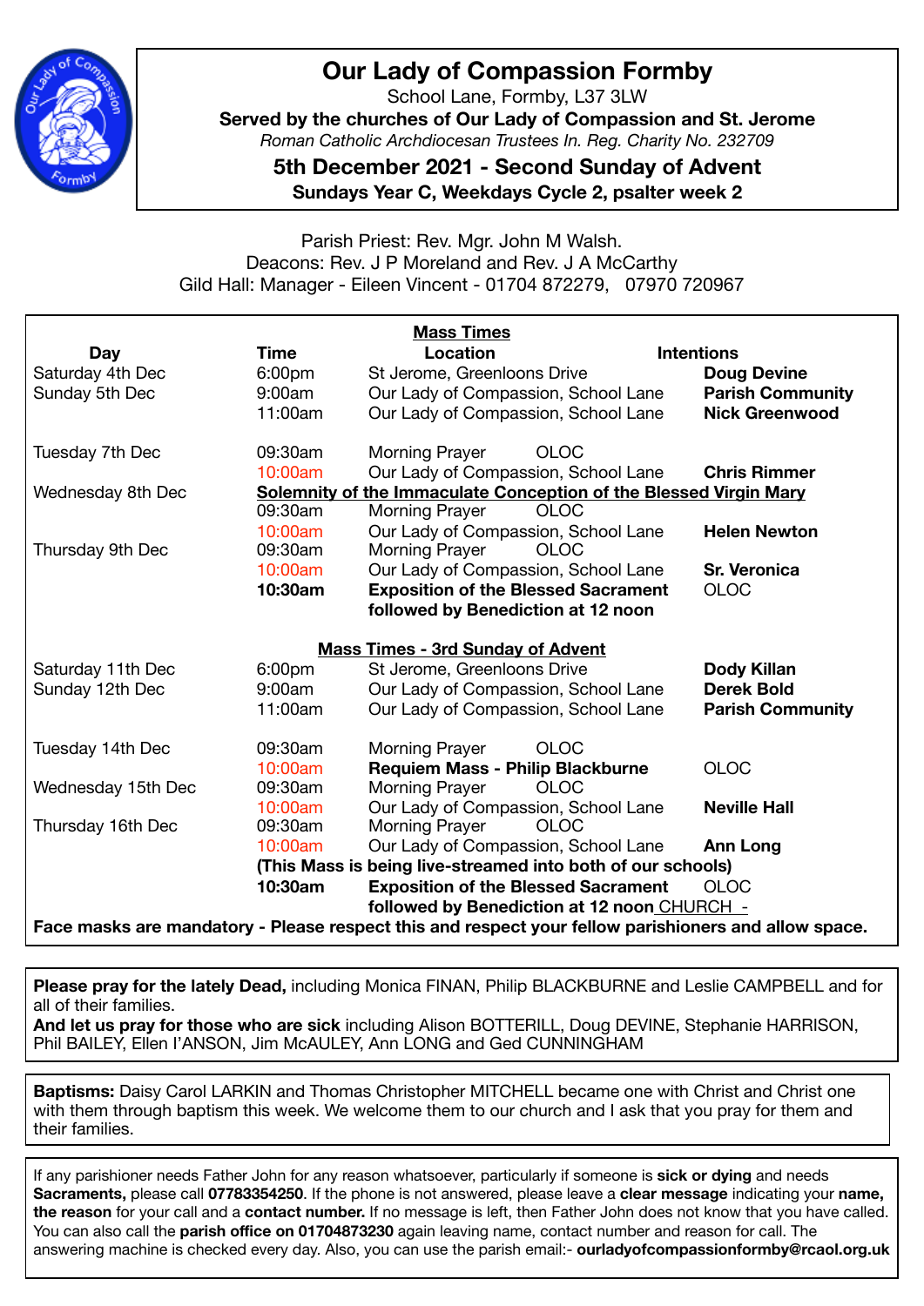# Our Lady of Compassion Formby

School Lane, Formby, L37 3LW

**Served by the churches of Our Lady of Compassion and St. Jerome**

*Roman Catholic Archdiocesan Trustees In. Reg. Charity No. 232709*

## 5th December 2021 - Second Sunday of Advent

**Sundays Year C, Weekdays Cycle 2, psalter week 2**

Parish Priest: Rev. Mgr. John M Walsh.
Deacons: Rev. J P Moreland and Rev. J A McCarthy
Gild Hall: Manager - Eileen Vincent - 01704 872279, 07970 720967

**Mass Times**

| Day | Time | Location | Intentions |
|---|---|---|---|
| Saturday 4th Dec | 6:00pm | St Jerome, Greenloons Drive | **Doug Devine** |
| Sunday 5th Dec | 9:00am | Our Lady of Compassion, School Lane | **Parish Community** |
| | 11:00am | Our Lady of Compassion, School Lane | **Nick Greenwood** |
| Tuesday 7th Dec | 09:30am | Morning Prayer OLOC | |
| | 10:00am | Our Lady of Compassion, School Lane | **Chris Rimmer** |
| Wednesday 8th Dec | **Solemnity of the Immaculate Conception of the Blessed Virgin Mary** | | |
| | 09:30am | Morning Prayer OLOC | |
| | 10:00am | Our Lady of Compassion, School Lane | **Helen Newton** |
| Thursday 9th Dec | 09:30am | Morning Prayer OLOC | |
| | 10:00am | Our Lady of Compassion, School Lane | **Sr. Veronica** |
| | **10:30am** | **Exposition of the Blessed Sacrament followed by Benediction at 12 noon** | OLOC |

**Mass Times - 3rd Sunday of Advent**

| Day | Time | Location | Intentions |
|---|---|---|---|
| Saturday 11th Dec | 6:00pm | St Jerome, Greenloons Drive | **Dody Killan** |
| Sunday 12th Dec | 9:00am | Our Lady of Compassion, School Lane | **Derek Bold** |
| | 11:00am | Our Lady of Compassion, School Lane | **Parish Community** |
| Tuesday 14th Dec | 09:30am | Morning Prayer OLOC | |
| | 10:00am | **Requiem Mass - Philip Blackburne** | OLOC |
| Wednesday 15th Dec | 09:30am | Morning Prayer OLOC | |
| | 10:00am | Our Lady of Compassion, School Lane | **Neville Hall** |
| Thursday 16th Dec | 09:30am | Morning Prayer OLOC | |
| | 10:00am | Our Lady of Compassion, School Lane | **Ann Long** |
| | **(This Mass is being live-streamed into both of our schools)** | | |
| | **10:30am** | **Exposition of the Blessed Sacrament followed by Benediction at 12 noon** CHURCH - | OLOC |

**Face masks are mandatory - Please respect this and respect your fellow parishioners and allow space.**

**Please pray for the lately Dead,** including Monica FINAN, Philip BLACKBURNE and Leslie CAMPBELL and for all of their families.
**And let us pray for those who are sick** including Alison BOTTERILL, Doug DEVINE, Stephanie HARRISON, Phil BAILEY, Ellen I'ANSON, Jim McAULEY, Ann LONG and Ged CUNNINGHAM

**Baptisms:** Daisy Carol LARKIN and Thomas Christopher MITCHELL became one with Christ and Christ one with them through baptism this week. We welcome them to our church and I ask that you pray for them and their families.

If any parishioner needs Father John for any reason whatsoever, particularly if someone is **sick or dying** and needs **Sacraments,** please call **07783354250**. If the phone is not answered, please leave a **clear message** indicating your **name, the reason** for your call and a **contact number.** If no message is left, then Father John does not know that you have called. You can also call the **parish office on 01704873230** again leaving name, contact number and reason for call. The answering machine is checked every day. Also, you can use the parish email:- **ourladyofcompassionformby@rcaol.org.uk**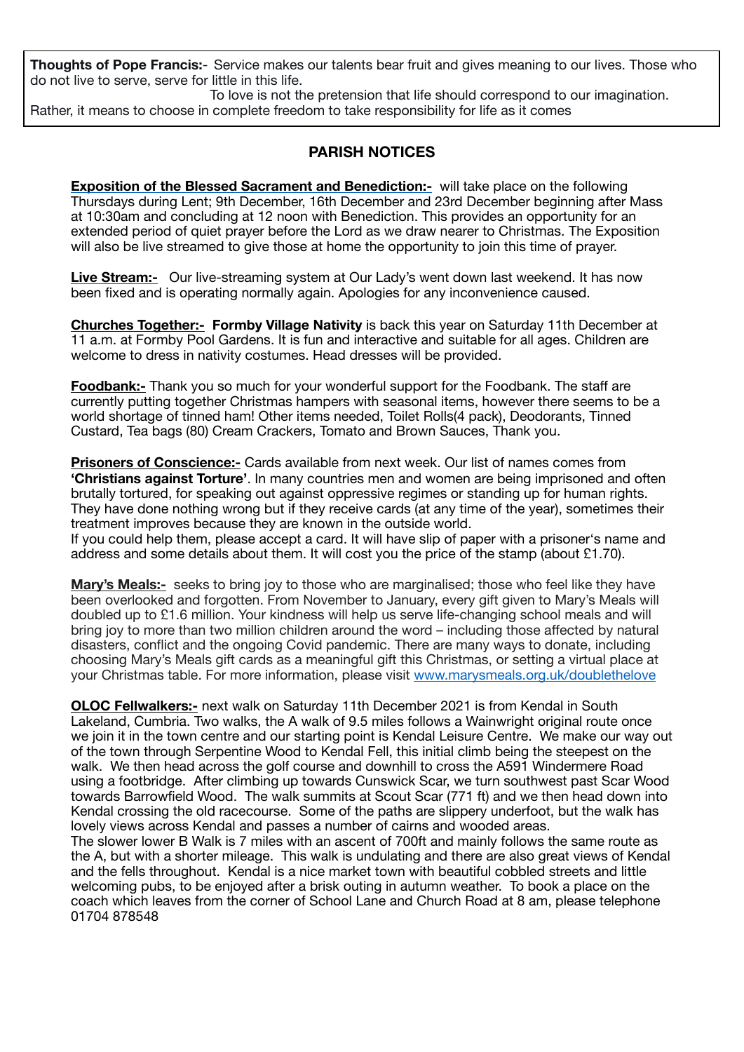**Thoughts of Pope Francis:-** Service makes our talents bear fruit and gives meaning to our lives. Those who do not live to serve, serve for little in this life.

To love is not the pretension that life should correspond to our imagination. Rather, it means to choose in complete freedom to take responsibility for life as it comes

## PARISH NOTICES

**Exposition of the Blessed Sacrament and Benediction:-** will take place on the following Thursdays during Lent; 9th December, 16th December and 23rd December beginning after Mass at 10:30am and concluding at 12 noon with Benediction. This provides an opportunity for an extended period of quiet prayer before the Lord as we draw nearer to Christmas. The Exposition will also be live streamed to give those at home the opportunity to join this time of prayer.

**Live Stream:-** Our live-streaming system at Our Lady's went down last weekend. It has now been fixed and is operating normally again. Apologies for any inconvenience caused.

**Churches Together:- Formby Village Nativity** is back this year on Saturday 11th December at 11 a.m. at Formby Pool Gardens. It is fun and interactive and suitable for all ages. Children are welcome to dress in nativity costumes. Head dresses will be provided.

**Foodbank:-** Thank you so much for your wonderful support for the Foodbank. The staff are currently putting together Christmas hampers with seasonal items, however there seems to be a world shortage of tinned ham! Other items needed, Toilet Rolls(4 pack), Deodorants, Tinned Custard, Tea bags (80) Cream Crackers, Tomato and Brown Sauces, Thank you.

**Prisoners of Conscience:-** Cards available from next week. Our list of names comes from **'Christians against Torture'**. In many countries men and women are being imprisoned and often brutally tortured, for speaking out against oppressive regimes or standing up for human rights. They have done nothing wrong but if they receive cards (at any time of the year), sometimes their treatment improves because they are known in the outside world.
If you could help them, please accept a card. It will have slip of paper with a prisoner's name and address and some details about them. It will cost you the price of the stamp (about £1.70).

**Mary's Meals:-** seeks to bring joy to those who are marginalised; those who feel like they have been overlooked and forgotten. From November to January, every gift given to Mary's Meals will doubled up to £1.6 million. Your kindness will help us serve life-changing school meals and will bring joy to more than two million children around the world – including those affected by natural disasters, conflict and the ongoing Covid pandemic. There are many ways to donate, including choosing Mary's Meals gift cards as a meaningful gift this Christmas, or setting a virtual place at your Christmas table. For more information, please visit [www.marysmeals.org.uk/doublethelove](http://www.marysmeals.org.uk/doublethelove)

**OLOC Fellwalkers:-** next walk on Saturday 11th December 2021 is from Kendal in South Lakeland, Cumbria. Two walks, the A walk of 9.5 miles follows a Wainwright original route once we join it in the town centre and our starting point is Kendal Leisure Centre. We make our way out of the town through Serpentine Wood to Kendal Fell, this initial climb being the steepest on the walk. We then head across the golf course and downhill to cross the A591 Windermere Road using a footbridge. After climbing up towards Cunswick Scar, we turn southwest past Scar Wood towards Barrowfield Wood. The walk summits at Scout Scar (771 ft) and we then head down into Kendal crossing the old racecourse. Some of the paths are slippery underfoot, but the walk has lovely views across Kendal and passes a number of cairns and wooded areas.
The slower lower B Walk is 7 miles with an ascent of 700ft and mainly follows the same route as the A, but with a shorter mileage. This walk is undulating and there are also great views of Kendal and the fells throughout. Kendal is a nice market town with beautiful cobbled streets and little welcoming pubs, to be enjoyed after a brisk outing in autumn weather. To book a place on the coach which leaves from the corner of School Lane and Church Road at 8 am, please telephone 01704 878548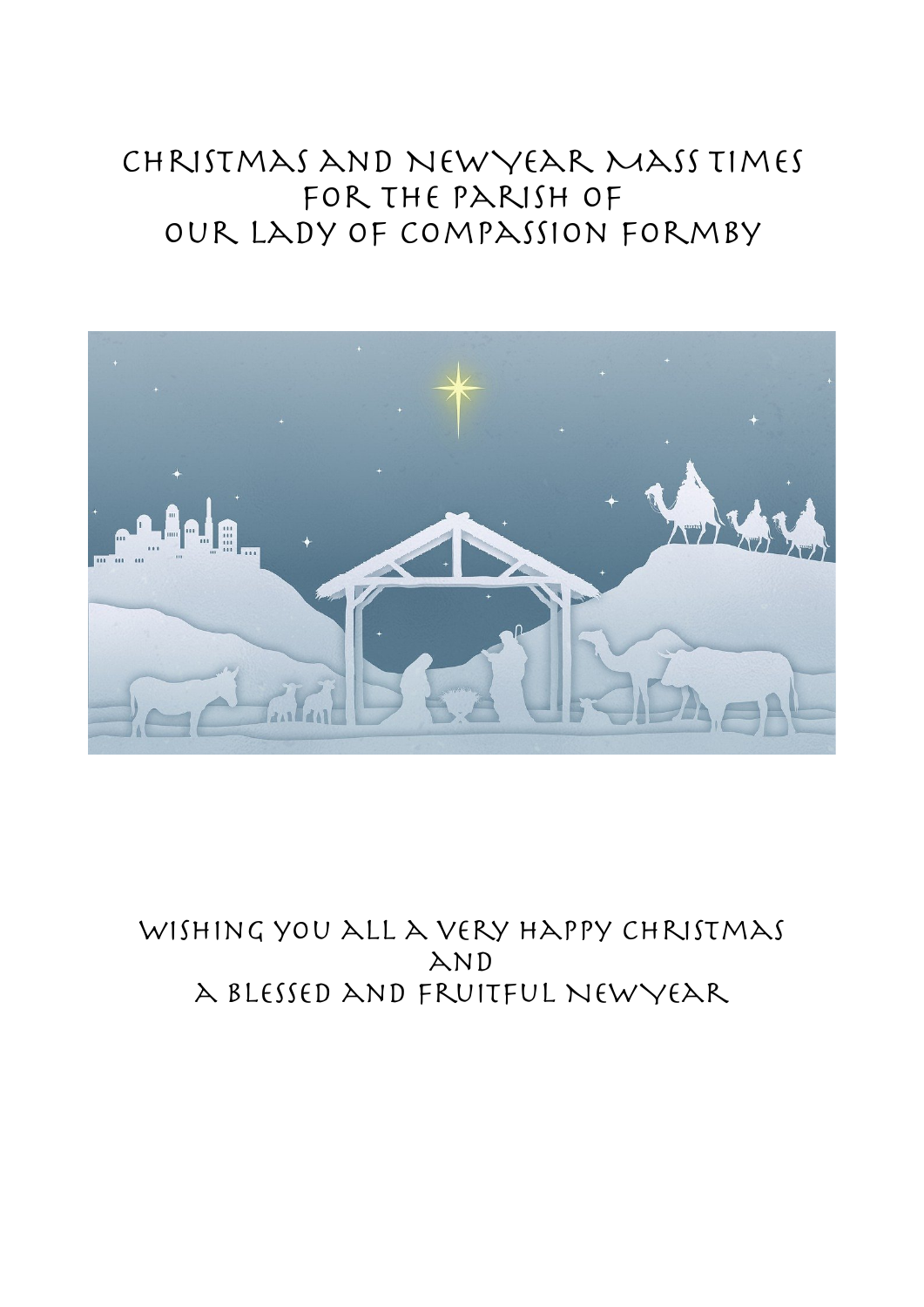# Christmas and NewYear Mass Times for the Parish of Our Lady of Compassion Formby

Wishing you all a very happy Christmas
and
a blessed and fruitful NewYear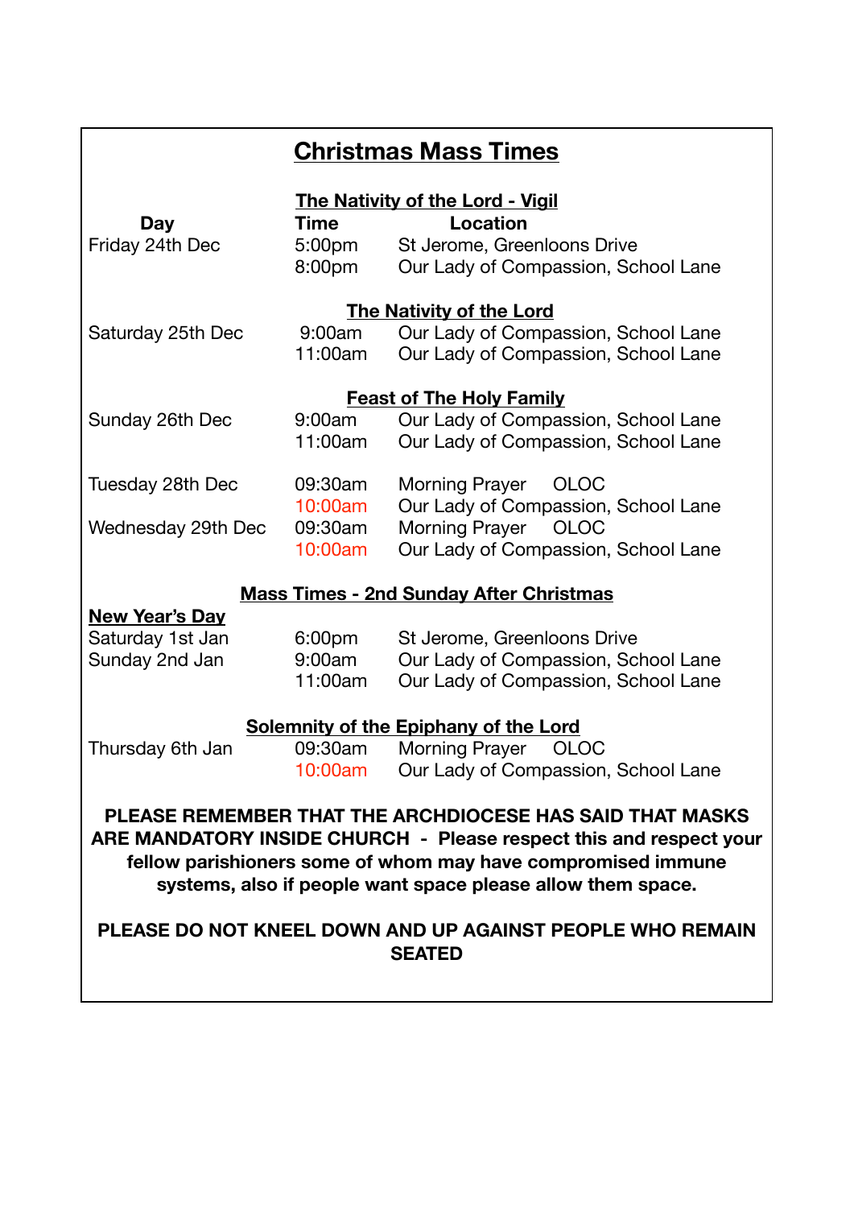# Christmas Mass Times

| Day | Time | Location |
| --- | --- | --- |
| | **The Nativity of the Lord - Vigil** | |
| Friday 24th Dec | 5:00pm | St Jerome, Greenloons Drive |
| | 8:00pm | Our Lady of Compassion, School Lane |
| | **The Nativity of the Lord** | |
| Saturday 25th Dec | 9:00am | Our Lady of Compassion, School Lane |
| | 11:00am | Our Lady of Compassion, School Lane |
| | **Feast of The Holy Family** | |
| Sunday 26th Dec | 9:00am | Our Lady of Compassion, School Lane |
| | 11:00am | Our Lady of Compassion, School Lane |
| Tuesday 28th Dec | 09:30am | Morning Prayer OLOC |
| | 10:00am | Our Lady of Compassion, School Lane |
| Wednesday 29th Dec | 09:30am | Morning Prayer OLOC |
| | 10:00am | Our Lady of Compassion, School Lane |
| | **Mass Times - 2nd Sunday After Christmas** | |
| **New Year's Day** | | |
| Saturday 1st Jan | 6:00pm | St Jerome, Greenloons Drive |
| Sunday 2nd Jan | 9:00am | Our Lady of Compassion, School Lane |
| | 11:00am | Our Lady of Compassion, School Lane |
| | **Solemnity of the Epiphany of the Lord** | |
| Thursday 6th Jan | 09:30am | Morning Prayer OLOC |
| | 10:00am | Our Lady of Compassion, School Lane |

**PLEASE REMEMBER THAT THE ARCHDIOCESE HAS SAID THAT MASKS ARE MANDATORY INSIDE CHURCH - Please respect this and respect your fellow parishioners some of whom may have compromised immune systems, also if people want space please allow them space.**

**PLEASE DO NOT KNEEL DOWN AND UP AGAINST PEOPLE WHO REMAIN SEATED**